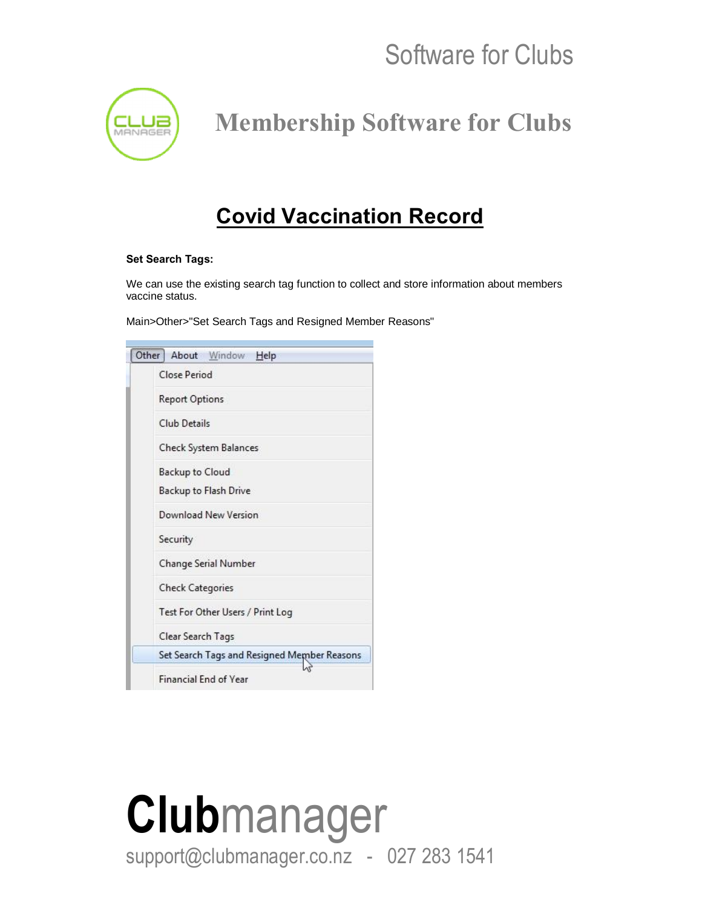# Covid Vaccination Record

**Set Search Tags:**

We can use the existing search tag function to collect and store information about members vaccine status.

Main>Other>"Set Search Tags and Resigned Member Reasons"

Other About Window Help

- Close Period
- Report Options
- Club Details
- Check System Balances
- Backup to Cloud
- Backup to Flash Drive
- Download New Version
- Security
- Change Serial Number
- Check Categories
- Test For Other Users / Print Log
- Clear Search Tags
- Set Search Tags and Resigned Member Reasons
- Financial End of Year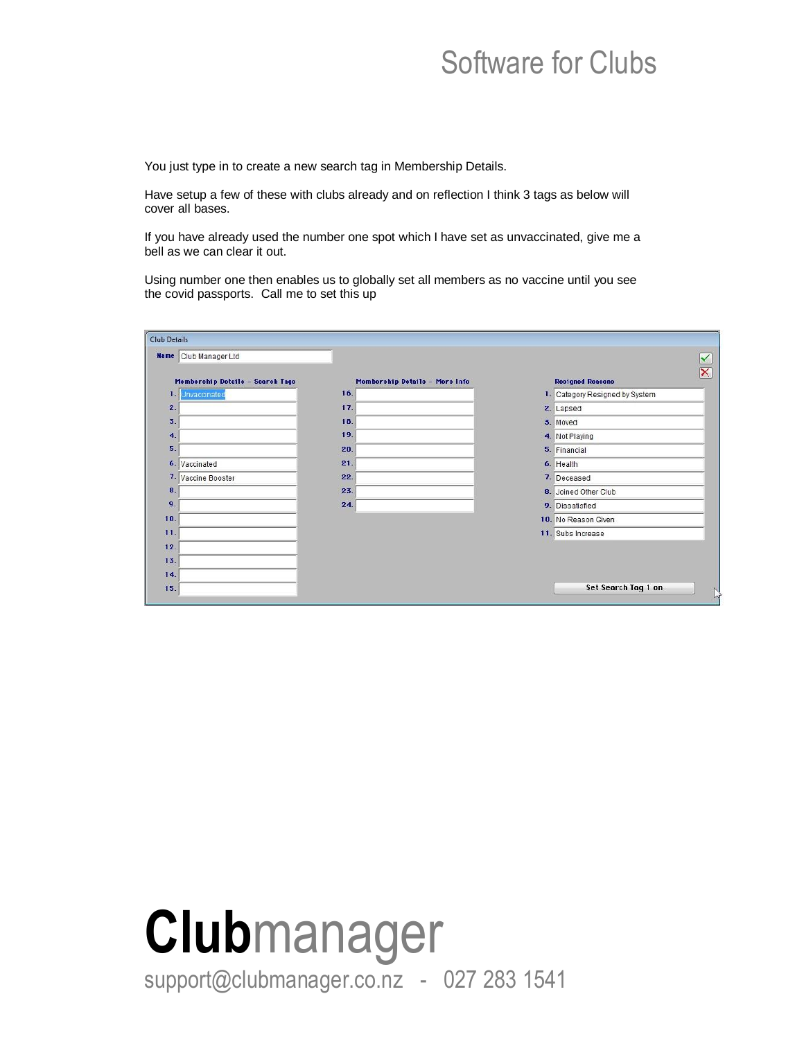You just type in to create a new search tag in Membership Details.

Have setup a few of these with clubs already and on reflection I think 3 tags as below will cover all bases.

If you have already used the number one spot which I have set as unvaccinated, give me a bell as we can clear it out.

Using number one then enables us to globally set all members as no vaccine until you see the covid passports. Call me to set this up

**Club Details**

**Name** Club Manager Ltd

| Membership Details - Search Tags | | Membership Details - More Info | | Resigned Reasons | |
|---|---|---|---|---|---|
| 1. | Unvaccinated | 16. | | 1. | Category Resigned by System |
| 2. | | 17. | | 2. | Lapsed |
| 3. | | 18. | | 3. | Moved |
| 4. | | 19. | | 4. | Not Playing |
| 5. | | 20. | | 5. | Financial |
| 6. | Vaccinated | 21. | | 6. | Health |
| 7. | Vaccine Booster | 22. | | 7. | Deceased |
| 8. | | 23. | | 8. | Joined Other Club |
| 9. | | 24. | | 9. | Dissatisfied |
| 10. | | | | 10. | No Reason Given |
| 11. | | | | 11. | Subs Increase |
| 12. | | | | | |
| 13. | | | | | |
| 14. | | | | | |
| 15. | | | | | |

Set Search Tag 1 on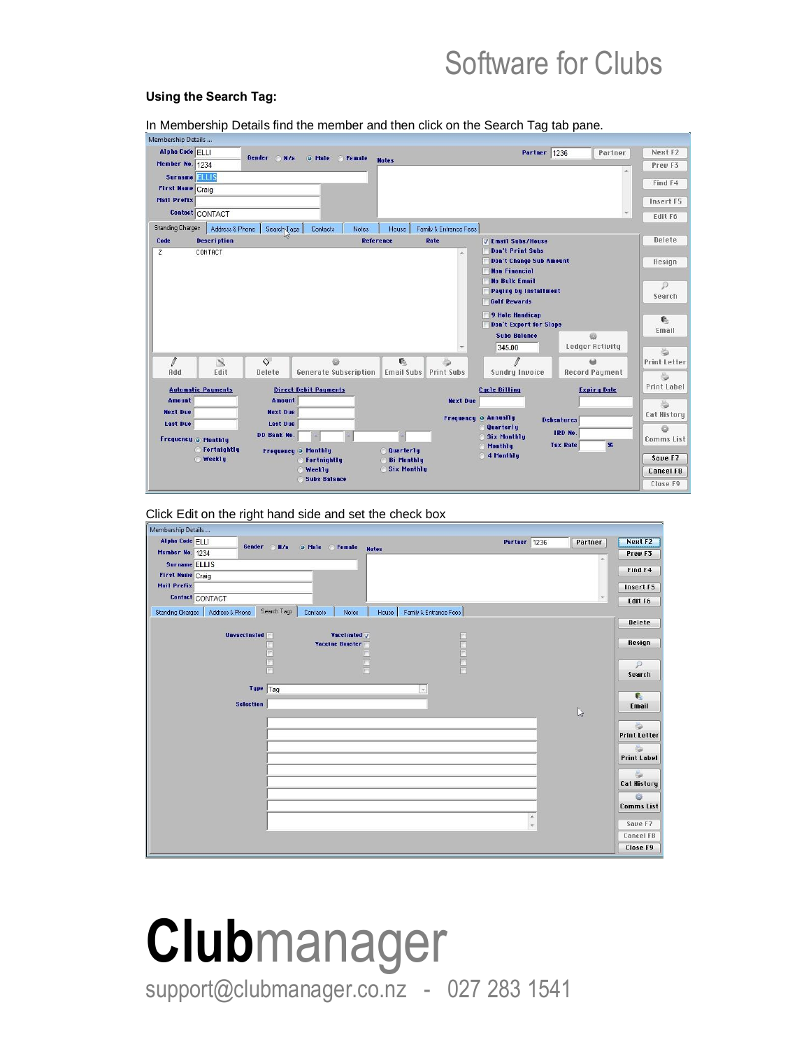**Using the Search Tag:**

In Membership Details find the member and then click on the Search Tag tab pane.

Click Edit on the right hand side and set the check box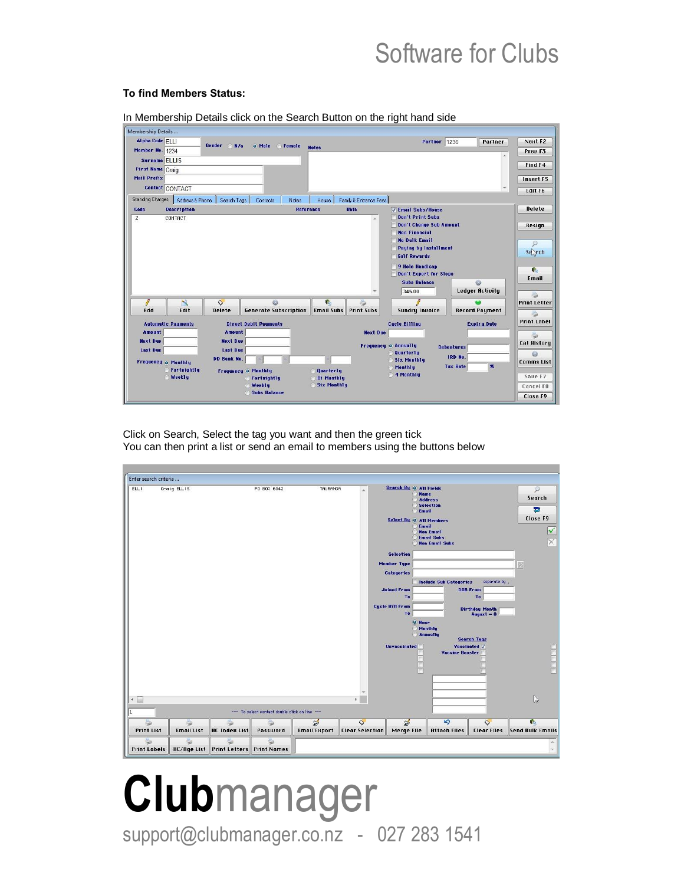**To find Members Status:**

In Membership Details click on the Search Button on the right hand side

Click on Search, Select the tag you want and then the green tick
You can then print a list or send an email to members using the buttons below